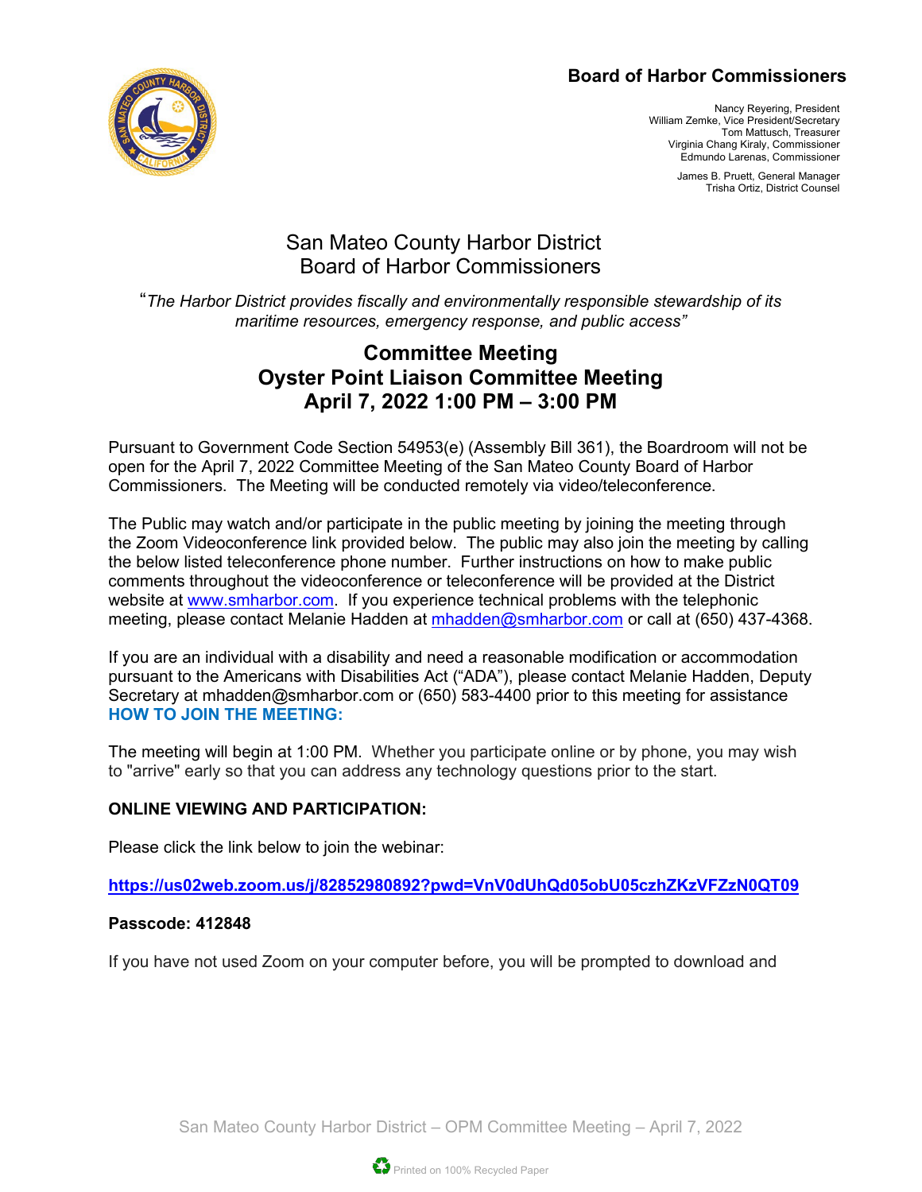## Board of Harbor Commissioners

Nancy Reyering, President
William Zemke, Vice President/Secretary
Tom Mattusch, Treasurer
Virginia Chang Kiraly, Commissioner
Edmundo Larenas, Commissioner

James B. Pruett, General Manager
Trisha Ortiz, District Counsel

# San Mateo County Harbor District
# Board of Harbor Commissioners

*"The Harbor District provides fiscally and environmentally responsible stewardship of its maritime resources, emergency response, and public access"*

## Committee Meeting
## Oyster Point Liaison Committee Meeting
## April 7, 2022 1:00 PM – 3:00 PM

Pursuant to Government Code Section 54953(e) (Assembly Bill 361), the Boardroom will not be open for the April 7, 2022 Committee Meeting of the San Mateo County Board of Harbor Commissioners. The Meeting will be conducted remotely via video/teleconference.

The Public may watch and/or participate in the public meeting by joining the meeting through the Zoom Videoconference link provided below. The public may also join the meeting by calling the below listed teleconference phone number. Further instructions on how to make public comments throughout the videoconference or teleconference will be provided at the District website at www.smharbor.com. If you experience technical problems with the telephonic meeting, please contact Melanie Hadden at mhadden@smharbor.com or call at (650) 437-4368.

If you are an individual with a disability and need a reasonable modification or accommodation pursuant to the Americans with Disabilities Act ("ADA"), please contact Melanie Hadden, Deputy Secretary at mhadden@smharbor.com or (650) 583-4400 prior to this meeting for assistance

**HOW TO JOIN THE MEETING:**

The meeting will begin at 1:00 PM. Whether you participate online or by phone, you may wish to "arrive" early so that you can address any technology questions prior to the start.

**ONLINE VIEWING AND PARTICIPATION:**

Please click the link below to join the webinar:

**https://us02web.zoom.us/j/82852980892?pwd=VnV0dUhQd05obU05czhZKzVFZzN0QT09**

**Passcode: 412848**

If you have not used Zoom on your computer before, you will be prompted to download and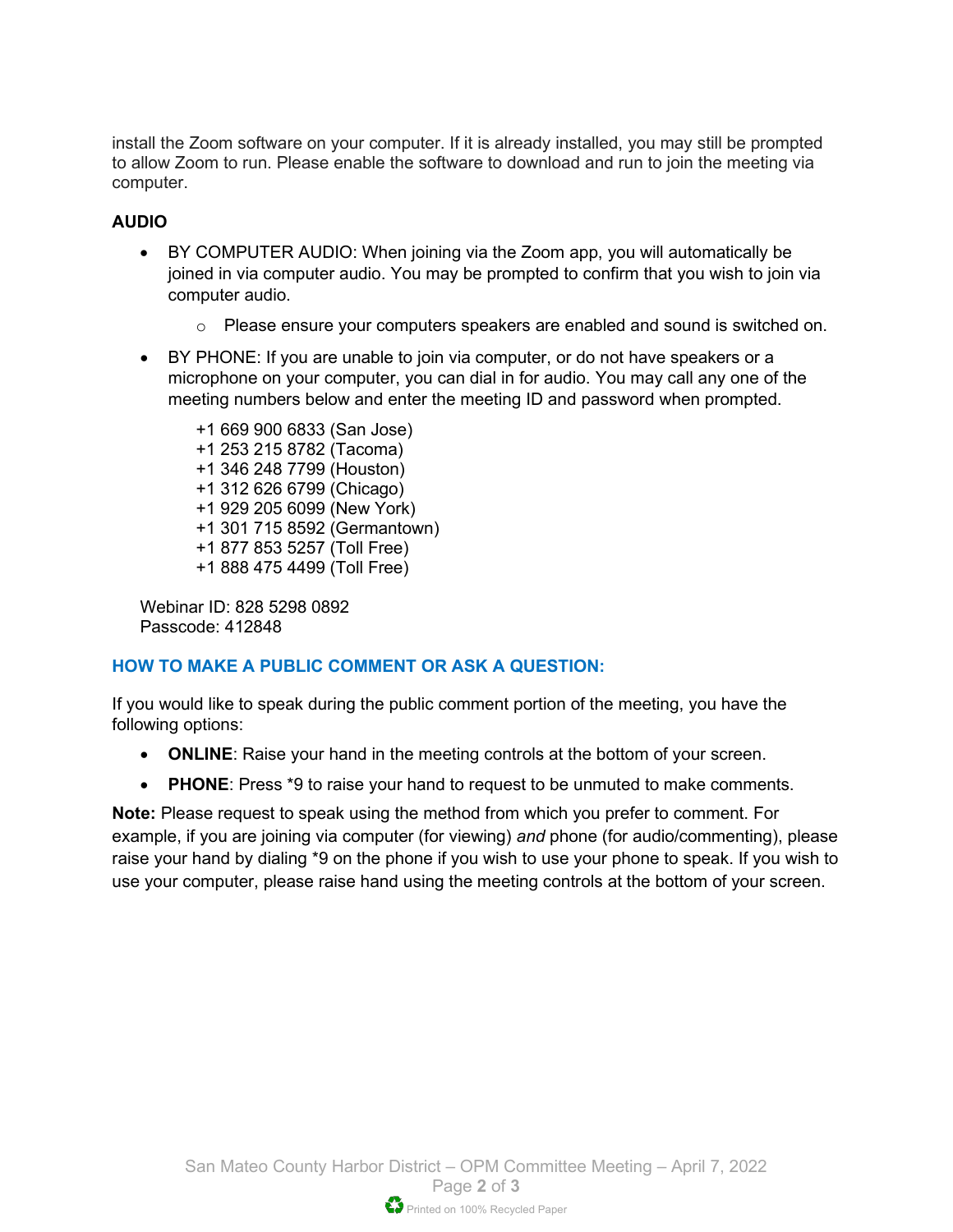install the Zoom software on your computer. If it is already installed, you may still be prompted to allow Zoom to run. Please enable the software to download and run to join the meeting via computer.

**AUDIO**

- BY COMPUTER AUDIO: When joining via the Zoom app, you will automatically be joined in via computer audio. You may be prompted to confirm that you wish to join via computer audio.
    - Please ensure your computers speakers are enabled and sound is switched on.
- BY PHONE: If you are unable to join via computer, or do not have speakers or a microphone on your computer, you can dial in for audio. You may call any one of the meeting numbers below and enter the meeting ID and password when prompted.

  +1 669 900 6833 (San Jose)
  +1 253 215 8782 (Tacoma)
  +1 346 248 7799 (Houston)
  +1 312 626 6799 (Chicago)
  +1 929 205 6099 (New York)
  +1 301 715 8592 (Germantown)
  +1 877 853 5257 (Toll Free)
  +1 888 475 4499 (Toll Free)

  Webinar ID: 828 5298 0892
  Passcode: 412848

## HOW TO MAKE A PUBLIC COMMENT OR ASK A QUESTION:

If you would like to speak during the public comment portion of the meeting, you have the following options:

- **ONLINE**: Raise your hand in the meeting controls at the bottom of your screen.
- **PHONE**: Press *9 to raise your hand to request to be unmuted to make comments.

**Note:** Please request to speak using the method from which you prefer to comment. For example, if you are joining via computer (for viewing) *and* phone (for audio/commenting), please raise your hand by dialing *9 on the phone if you wish to use your phone to speak. If you wish to use your computer, please raise hand using the meeting controls at the bottom of your screen.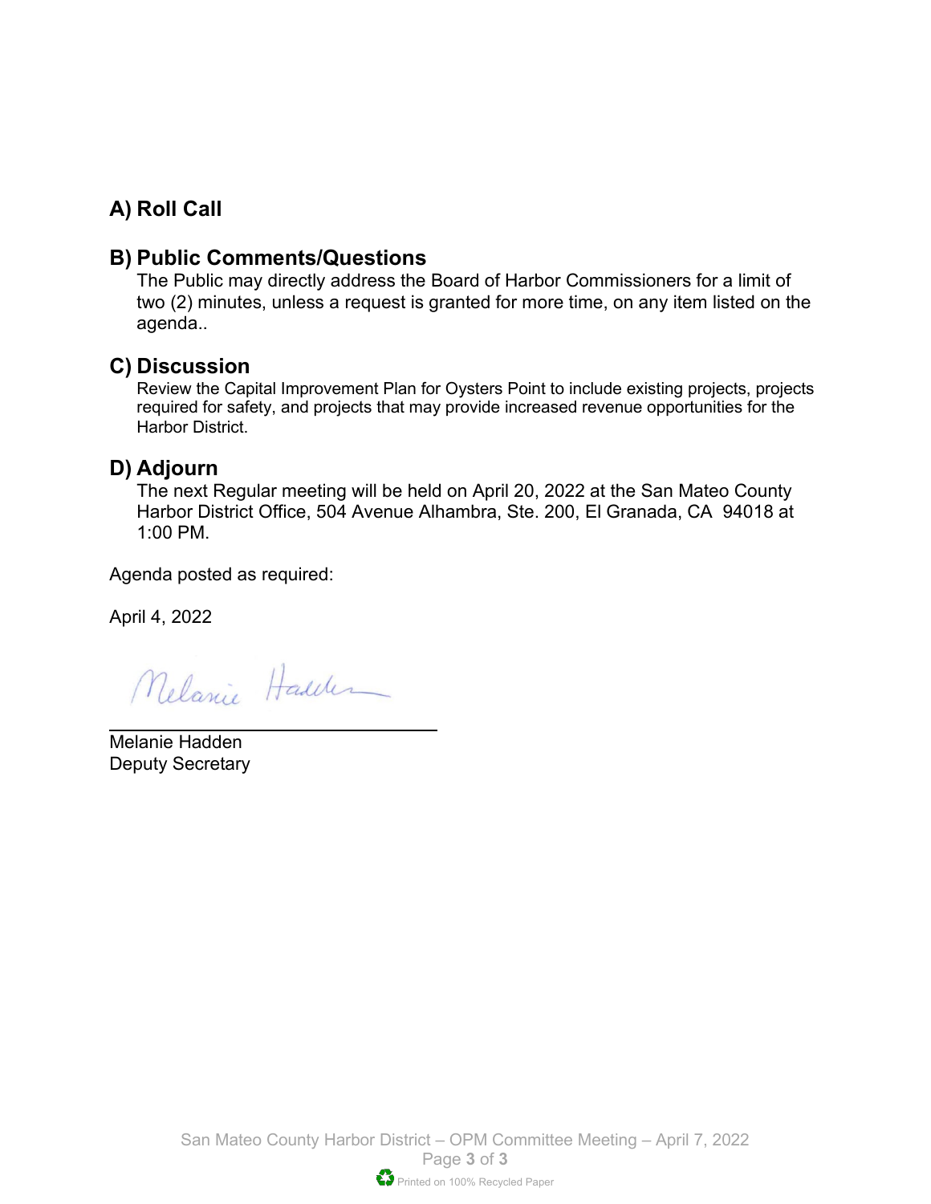## A) Roll Call

## B) Public Comments/Questions

The Public may directly address the Board of Harbor Commissioners for a limit of two (2) minutes, unless a request is granted for more time, on any item listed on the agenda..

## C) Discussion

Review the Capital Improvement Plan for Oysters Point to include existing projects, projects required for safety, and projects that may provide increased revenue opportunities for the Harbor District.

## D) Adjourn

The next Regular meeting will be held on April 20, 2022 at the San Mateo County Harbor District Office, 504 Avenue Alhambra, Ste. 200, El Granada, CA 94018 at 1:00 PM.

Agenda posted as required:

April 4, 2022

Melanie Hadden

Melanie Hadden
Deputy Secretary